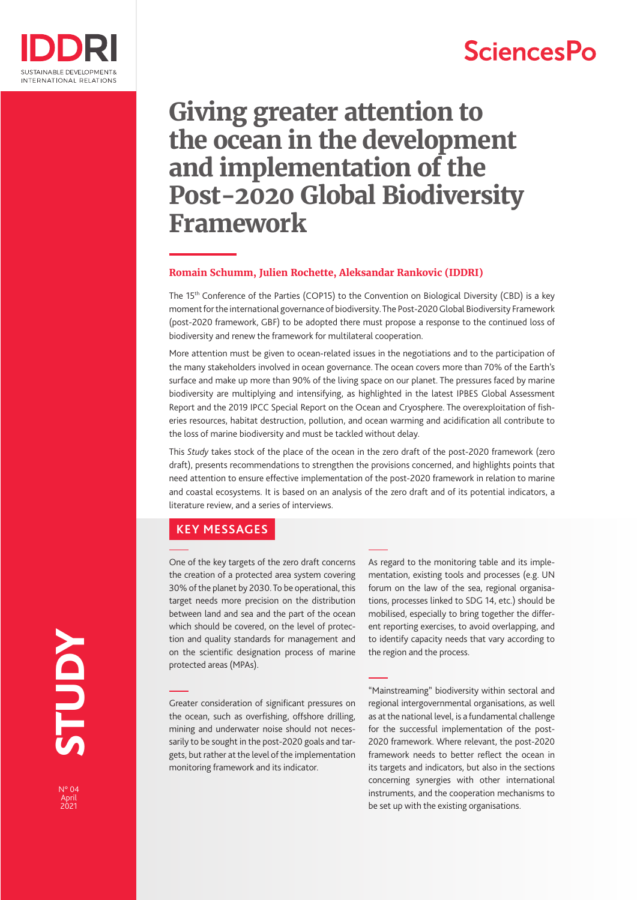IDDRI
SUSTAINABLE DEVELOPMENT & INTERNATIONAL RELATIONS

SciencesPo

# Giving greater attention to the ocean in the development and implementation of the Post-2020 Global Biodiversity Framework

**Romain Schumm, Julien Rochette, Aleksandar Rankovic (IDDRI)**

The 15th Conference of the Parties (COP15) to the Convention on Biological Diversity (CBD) is a key moment for the international governance of biodiversity. The Post-2020 Global Biodiversity Framework (post-2020 framework, GBF) to be adopted there must propose a response to the continued loss of biodiversity and renew the framework for multilateral cooperation.

More attention must be given to ocean-related issues in the negotiations and to the participation of the many stakeholders involved in ocean governance. The ocean covers more than 70% of the Earth's surface and make up more than 90% of the living space on our planet. The pressures faced by marine biodiversity are multiplying and intensifying, as highlighted in the latest IPBES Global Assessment Report and the 2019 IPCC Special Report on the Ocean and Cryosphere. The overexploitation of fisheries resources, habitat destruction, pollution, and ocean warming and acidification all contribute to the loss of marine biodiversity and must be tackled without delay.

This *Study* takes stock of the place of the ocean in the zero draft of the post-2020 framework (zero draft), presents recommendations to strengthen the provisions concerned, and highlights points that need attention to ensure effective implementation of the post-2020 framework in relation to marine and coastal ecosystems. It is based on an analysis of the zero draft and of its potential indicators, a literature review, and a series of interviews.

## KEY MESSAGES

One of the key targets of the zero draft concerns the creation of a protected area system covering 30% of the planet by 2030. To be operational, this target needs more precision on the distribution between land and sea and the part of the ocean which should be covered, on the level of protection and quality standards for management and on the scientific designation process of marine protected areas (MPAs).

Greater consideration of significant pressures on the ocean, such as overfishing, offshore drilling, mining and underwater noise should not necessarily to be sought in the post-2020 goals and targets, but rather at the level of the implementation monitoring framework and its indicator.

As regard to the monitoring table and its implementation, existing tools and processes (e.g. UN forum on the law of the sea, regional organisations, processes linked to SDG 14, etc.) should be mobilised, especially to bring together the different reporting exercises, to avoid overlapping, and to identify capacity needs that vary according to the region and the process.

"Mainstreaming" biodiversity within sectoral and regional intergovernmental organisations, as well as at the national level, is a fundamental challenge for the successful implementation of the post-2020 framework. Where relevant, the post-2020 framework needs to better reflect the ocean in its targets and indicators, but also in the sections concerning synergies with other international instruments, and the cooperation mechanisms to be set up with the existing organisations.

STUDY

N° 04
April
2021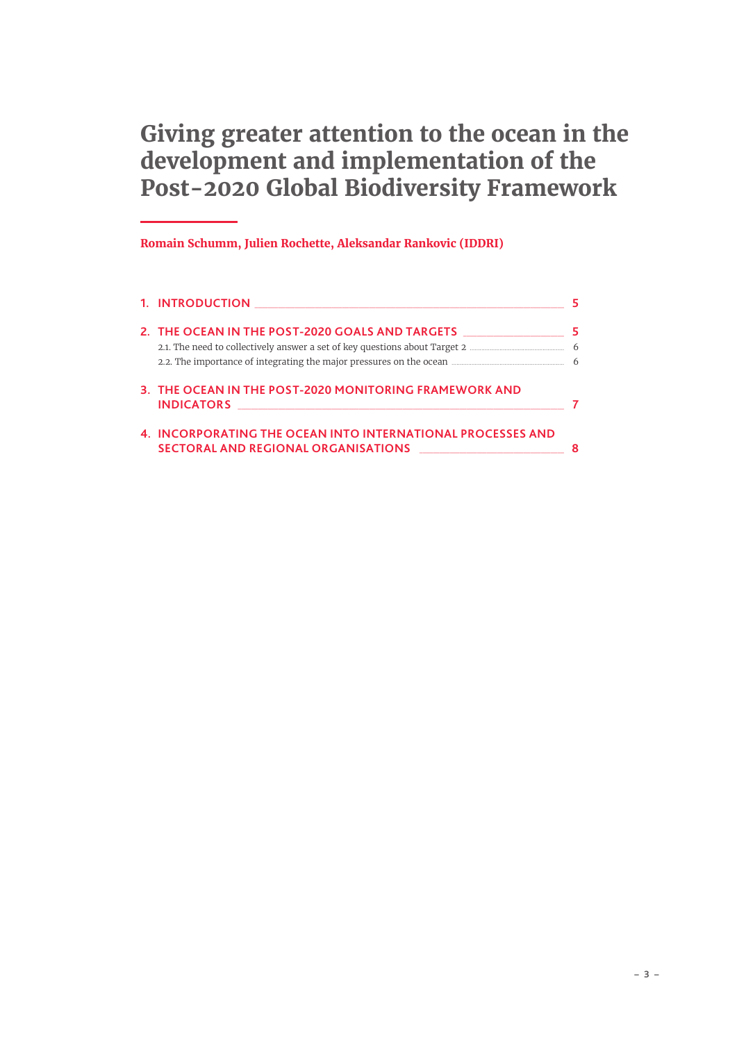# Giving greater attention to the ocean in the development and implementation of the Post-2020 Global Biodiversity Framework

**Romain Schumm, Julien Rochette, Aleksandar Rankovic (IDDRI)**

1. INTRODUCTION — 5
2. THE OCEAN IN THE POST-2020 GOALS AND TARGETS — 5
   - 2.1. The need to collectively answer a set of key questions about Target 2 — 6
   - 2.2. The importance of integrating the major pressures on the ocean — 6
3. THE OCEAN IN THE POST-2020 MONITORING FRAMEWORK AND INDICATORS — 7
4. INCORPORATING THE OCEAN INTO INTERNATIONAL PROCESSES AND SECTORAL AND REGIONAL ORGANISATIONS — 8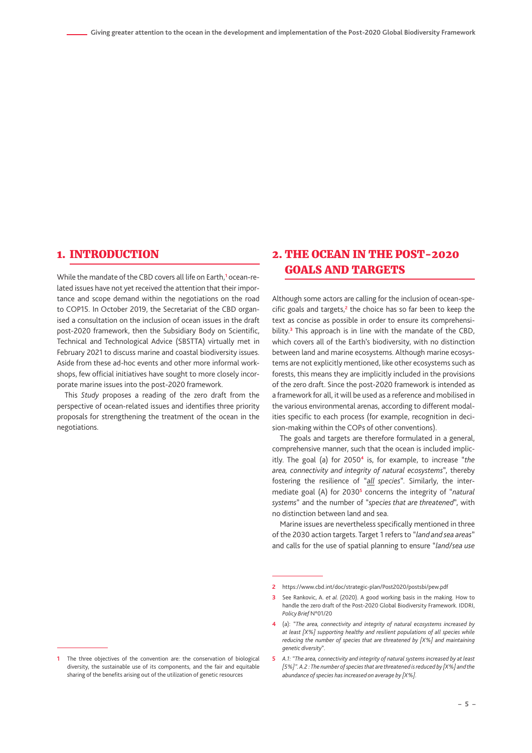## 1. INTRODUCTION

While the mandate of the CBD covers all life on Earth,[1] ocean-related issues have not yet received the attention that their importance and scope demand within the negotiations on the road to COP15. In October 2019, the Secretariat of the CBD organised a consultation on the inclusion of ocean issues in the draft post-2020 framework, then the Subsidiary Body on Scientific, Technical and Technological Advice (SBSTTA) virtually met in February 2021 to discuss marine and coastal biodiversity issues. Aside from these ad-hoc events and other more informal workshops, few official initiatives have sought to more closely incorporate marine issues into the post-2020 framework.

This *Study* proposes a reading of the zero draft from the perspective of ocean-related issues and identifies three priority proposals for strengthening the treatment of the ocean in the negotiations.

## 2. THE OCEAN IN THE POST-2020 GOALS AND TARGETS

Although some actors are calling for the inclusion of ocean-specific goals and targets,[2] the choice has so far been to keep the text as concise as possible in order to ensure its comprehensibility.[3] This approach is in line with the mandate of the CBD, which covers all of the Earth's biodiversity, with no distinction between land and marine ecosystems. Although marine ecosystems are not explicitly mentioned, like other ecosystems such as forests, this means they are implicitly included in the provisions of the zero draft. Since the post-2020 framework is intended as a framework for all, it will be used as a reference and mobilised in the various environmental arenas, according to different modalities specific to each process (for example, recognition in decision-making within the COPs of other conventions).

The goals and targets are therefore formulated in a general, comprehensive manner, such that the ocean is included implicitly. The goal (a) for 2050[4] is, for example, to increase "*the area, connectivity and integrity of natural ecosystems*", thereby fostering the resilience of "*all species*". Similarly, the intermediate goal (A) for 2030[5] concerns the integrity of "*natural systems*" and the number of "*species that are threatened*", with no distinction between land and sea.

Marine issues are nevertheless specifically mentioned in three of the 2030 action targets. Target 1 refers to "*land and sea areas*" and calls for the use of spatial planning to ensure "*land/sea use*

---

1 The three objectives of the convention are: the conservation of biological diversity, the sustainable use of its components, and the fair and equitable sharing of the benefits arising out of the utilization of genetic resources

2 https://www.cbd.int/doc/strategic-plan/Post2020/postsbi/pew.pdf

3 See Rankovic, A. *et al.* (2020). A good working basis in the making. How to handle the zero draft of the Post-2020 Global Biodiversity Framework. IDDRI, *Policy Brief* N°01/20

4 (a): "*The area, connectivity and integrity of natural ecosystems increased by at least [X%] supporting healthy and resilient populations of all species while reducing the number of species that are threatened by [X%] and maintaining genetic diversity*".

5 *A.1: "The area, connectivity and integrity of natural systems increased by at least [5%]". A.2 : The number of species that are threatened is reduced by [X%] and the abundance of species has increased on average by [X%].*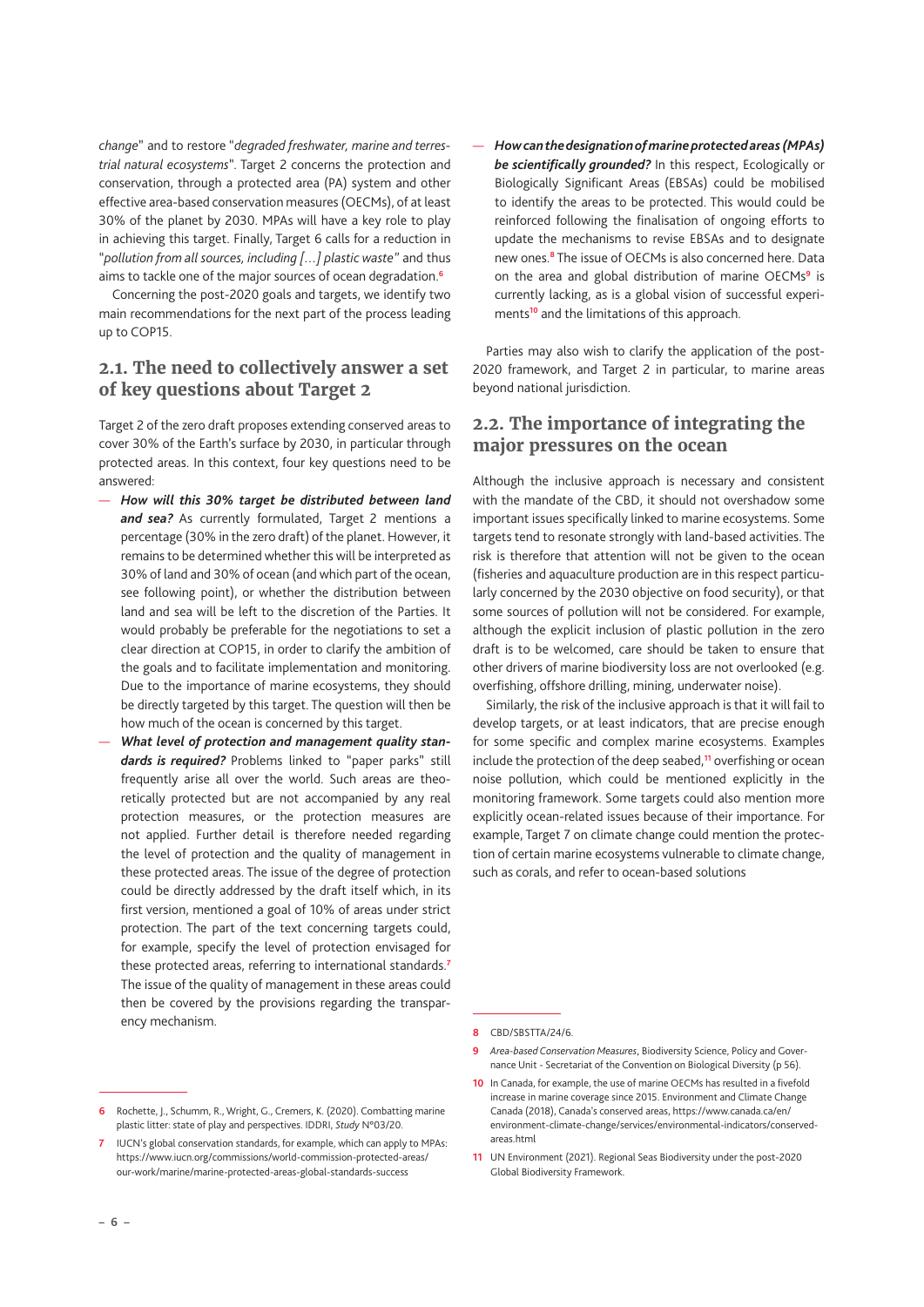change" and to restore "*degraded freshwater, marine and terrestrial natural ecosystems*". Target 2 concerns the protection and conservation, through a protected area (PA) system and other effective area-based conservation measures (OECMs), of at least 30% of the planet by 2030. MPAs will have a key role to play in achieving this target. Finally, Target 6 calls for a reduction in "*pollution from all sources, including […] plastic waste*" and thus aims to tackle one of the major sources of ocean degradation.[6]

Concerning the post-2020 goals and targets, we identify two main recommendations for the next part of the process leading up to COP15.

## 2.1. The need to collectively answer a set of key questions about Target 2

Target 2 of the zero draft proposes extending conserved areas to cover 30% of the Earth's surface by 2030, in particular through protected areas. In this context, four key questions need to be answered:

— ***How will this 30% target be distributed between land and sea?*** As currently formulated, Target 2 mentions a percentage (30% in the zero draft) of the planet. However, it remains to be determined whether this will be interpreted as 30% of land and 30% of ocean (and which part of the ocean, see following point), or whether the distribution between land and sea will be left to the discretion of the Parties. It would probably be preferable for the negotiations to set a clear direction at COP15, in order to clarify the ambition of the goals and to facilitate implementation and monitoring. Due to the importance of marine ecosystems, they should be directly targeted by this target. The question will then be how much of the ocean is concerned by this target.

— ***What level of protection and management quality standards is required?*** Problems linked to "paper parks" still frequently arise all over the world. Such areas are theoretically protected but are not accompanied by any real protection measures, or the protection measures are not applied. Further detail is therefore needed regarding the level of protection and the quality of management in these protected areas. The issue of the degree of protection could be directly addressed by the draft itself which, in its first version, mentioned a goal of 10% of areas under strict protection. The part of the text concerning targets could, for example, specify the level of protection envisaged for these protected areas, referring to international standards.[7] The issue of the quality of management in these areas could then be covered by the provisions regarding the transparency mechanism.

— ***How can the designation of marine protected areas (MPAs) be scientifically grounded?*** In this respect, Ecologically or Biologically Significant Areas (EBSAs) could be mobilised to identify the areas to be protected. This would could be reinforced following the finalisation of ongoing efforts to update the mechanisms to revise EBSAs and to designate new ones.[8] The issue of OECMs is also concerned here. Data on the area and global distribution of marine OECMs[9] is currently lacking, as is a global vision of successful experiments[10] and the limitations of this approach.

Parties may also wish to clarify the application of the post-2020 framework, and Target 2 in particular, to marine areas beyond national jurisdiction.

## 2.2. The importance of integrating the major pressures on the ocean

Although the inclusive approach is necessary and consistent with the mandate of the CBD, it should not overshadow some important issues specifically linked to marine ecosystems. Some targets tend to resonate strongly with land-based activities. The risk is therefore that attention will not be given to the ocean (fisheries and aquaculture production are in this respect particularly concerned by the 2030 objective on food security), or that some sources of pollution will not be considered. For example, although the explicit inclusion of plastic pollution in the zero draft is to be welcomed, care should be taken to ensure that other drivers of marine biodiversity loss are not overlooked (e.g. overfishing, offshore drilling, mining, underwater noise).

Similarly, the risk of the inclusive approach is that it will fail to develop targets, or at least indicators, that are precise enough for some specific and complex marine ecosystems. Examples include the protection of the deep seabed,[11] overfishing or ocean noise pollution, which could be mentioned explicitly in the monitoring framework. Some targets could also mention more explicitly ocean-related issues because of their importance. For example, Target 7 on climate change could mention the protection of certain marine ecosystems vulnerable to climate change, such as corals, and refer to ocean-based solutions

---

6 Rochette, J., Schumm, R., Wright, G., Cremers, K. (2020). Combatting marine plastic litter: state of play and perspectives. IDDRI, *Study* N°03/20.

7 IUCN's global conservation standards, for example, which can apply to MPAs: https://www.iucn.org/commissions/world-commission-protected-areas/our-work/marine/marine-protected-areas-global-standards-success

8 CBD/SBSTTA/24/6.

9 *Area-based Conservation Measures*, Biodiversity Science, Policy and Governance Unit - Secretariat of the Convention on Biological Diversity (p 56).

10 In Canada, for example, the use of marine OECMs has resulted in a fivefold increase in marine coverage since 2015. Environment and Climate Change Canada (2018), Canada's conserved areas, https://www.canada.ca/en/environment-climate-change/services/environmental-indicators/conserved-areas.html

11 UN Environment (2021). Regional Seas Biodiversity under the post-2020 Global Biodiversity Framework.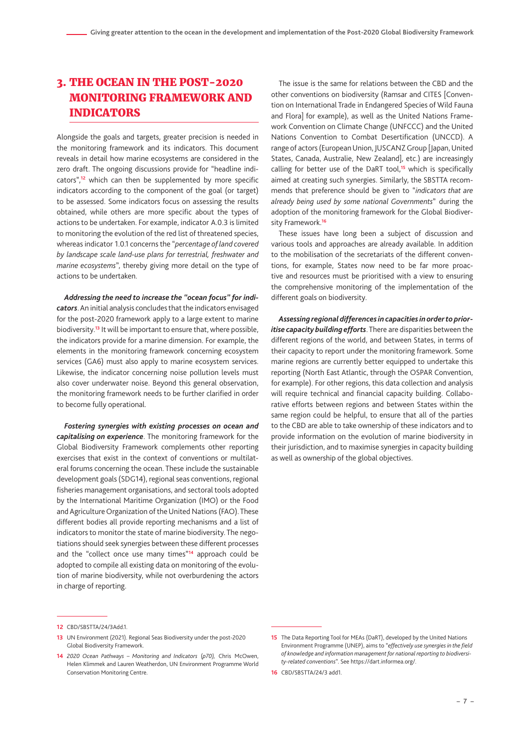## 3. THE OCEAN IN THE POST-2020 MONITORING FRAMEWORK AND INDICATORS

Alongside the goals and targets, greater precision is needed in the monitoring framework and its indicators. This document reveals in detail how marine ecosystems are considered in the zero draft. The ongoing discussions provide for "headline indicators",[12] which can then be supplemented by more specific indicators according to the component of the goal (or target) to be assessed. Some indicators focus on assessing the results obtained, while others are more specific about the types of actions to be undertaken. For example, indicator A.0.3 is limited to monitoring the evolution of the red list of threatened species, whereas indicator 1.0.1 concerns the "*percentage of land covered by landscape scale land-use plans for terrestrial, freshwater and marine ecosystems*", thereby giving more detail on the type of actions to be undertaken.

***Addressing the need to increase the "ocean focus" for indicators***. An initial analysis concludes that the indicators envisaged for the post-2020 framework apply to a large extent to marine biodiversity.[13] It will be important to ensure that, where possible, the indicators provide for a marine dimension. For example, the elements in the monitoring framework concerning ecosystem services (GA6) must also apply to marine ecosystem services. Likewise, the indicator concerning noise pollution levels must also cover underwater noise. Beyond this general observation, the monitoring framework needs to be further clarified in order to become fully operational.

***Fostering synergies with existing processes on ocean and capitalising on experience***. The monitoring framework for the Global Biodiversity Framework complements other reporting exercises that exist in the context of conventions or multilateral forums concerning the ocean. These include the sustainable development goals (SDG14), regional seas conventions, regional fisheries management organisations, and sectoral tools adopted by the International Maritime Organization (IMO) or the Food and Agriculture Organization of the United Nations (FAO). These different bodies all provide reporting mechanisms and a list of indicators to monitor the state of marine biodiversity. The negotiations should seek synergies between these different processes and the "collect once use many times"[14] approach could be adopted to compile all existing data on monitoring of the evolution of marine biodiversity, while not overburdening the actors in charge of reporting.

The issue is the same for relations between the CBD and the other conventions on biodiversity (Ramsar and CITES [Convention on International Trade in Endangered Species of Wild Fauna and Flora] for example), as well as the United Nations Framework Convention on Climate Change (UNFCCC) and the United Nations Convention to Combat Desertification (UNCCD). A range of actors (European Union, JUSCANZ Group [Japan, United States, Canada, Australie, New Zealand], etc.) are increasingly calling for better use of the DaRT tool,[15] which is specifically aimed at creating such synergies. Similarly, the SBSTTA recommends that preference should be given to "*indicators that are already being used by some national Governments*" during the adoption of the monitoring framework for the Global Biodiversity Framework.[16]

These issues have long been a subject of discussion and various tools and approaches are already available. In addition to the mobilisation of the secretariats of the different conventions, for example, States now need to be far more proactive and resources must be prioritised with a view to ensuring the comprehensive monitoring of the implementation of the different goals on biodiversity.

***Assessing regional differences in capacities in order to prioritise capacity building efforts***. There are disparities between the different regions of the world, and between States, in terms of their capacity to report under the monitoring framework. Some marine regions are currently better equipped to undertake this reporting (North East Atlantic, through the OSPAR Convention, for example). For other regions, this data collection and analysis will require technical and financial capacity building. Collaborative efforts between regions and between States within the same region could be helpful, to ensure that all of the parties to the CBD are able to take ownership of these indicators and to provide information on the evolution of marine biodiversity in their jurisdiction, and to maximise synergies in capacity building as well as ownership of the global objectives.

---

12 CBD/SBSTTA/24/3Add.1.

13 UN Environment (2021). Regional Seas Biodiversity under the post-2020 Global Biodiversity Framework.

14 *2020 Ocean Pathways – Monitoring and Indicators* (*p70*), Chris McOwen, Helen Klimmek and Lauren Weatherdon, UN Environment Programme World Conservation Monitoring Centre.

15 The Data Reporting Tool for MEAs (DaRT), developed by the United Nations Environment Programme (UNEP), aims to "*effectively use synergies in the field of knowledge and information management for national reporting to biodiversity-related conventions*". See https://dart.informea.org/.

16 CBD/SBSTTA/24/3 add1.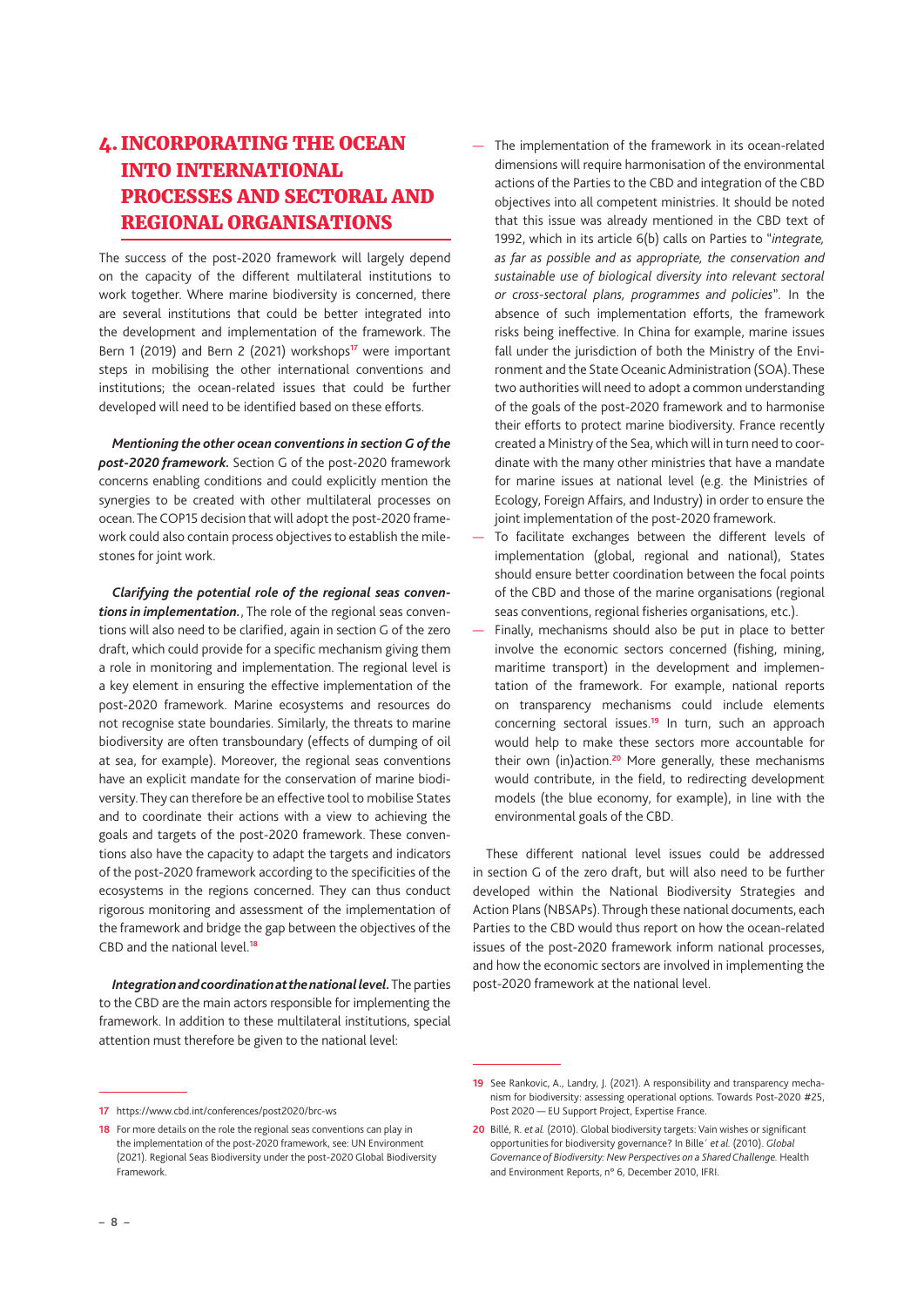# 4. INCORPORATING THE OCEAN INTO INTERNATIONAL PROCESSES AND SECTORAL AND REGIONAL ORGANISATIONS

The success of the post-2020 framework will largely depend on the capacity of the different multilateral institutions to work together. Where marine biodiversity is concerned, there are several institutions that could be better integrated into the development and implementation of the framework. The Bern 1 (2019) and Bern 2 (2021) workshops[17] were important steps in mobilising the other international conventions and institutions; the ocean-related issues that could be further developed will need to be identified based on these efforts.

***Mentioning the other ocean conventions in section G of the post-2020 framework.*** Section G of the post-2020 framework concerns enabling conditions and could explicitly mention the synergies to be created with other multilateral processes on ocean. The COP15 decision that will adopt the post-2020 framework could also contain process objectives to establish the milestones for joint work.

***Clarifying the potential role of the regional seas conventions in implementation.***, The role of the regional seas conventions will also need to be clarified, again in section G of the zero draft, which could provide for a specific mechanism giving them a role in monitoring and implementation. The regional level is a key element in ensuring the effective implementation of the post-2020 framework. Marine ecosystems and resources do not recognise state boundaries. Similarly, the threats to marine biodiversity are often transboundary (effects of dumping of oil at sea, for example). Moreover, the regional seas conventions have an explicit mandate for the conservation of marine biodiversity. They can therefore be an effective tool to mobilise States and to coordinate their actions with a view to achieving the goals and targets of the post-2020 framework. These conventions also have the capacity to adapt the targets and indicators of the post-2020 framework according to the specificities of the ecosystems in the regions concerned. They can thus conduct rigorous monitoring and assessment of the implementation of the framework and bridge the gap between the objectives of the CBD and the national level.[18]

***Integration and coordination at the national level.*** The parties to the CBD are the main actors responsible for implementing the framework. In addition to these multilateral institutions, special attention must therefore be given to the national level:

- The implementation of the framework in its ocean-related dimensions will require harmonisation of the environmental actions of the Parties to the CBD and integration of the CBD objectives into all competent ministries. It should be noted that this issue was already mentioned in the CBD text of 1992, which in its article 6(b) calls on Parties to "*integrate, as far as possible and as appropriate, the conservation and sustainable use of biological diversity into relevant sectoral or cross-sectoral plans, programmes and policies*". In the absence of such implementation efforts, the framework risks being ineffective. In China for example, marine issues fall under the jurisdiction of both the Ministry of the Environment and the State Oceanic Administration (SOA). These two authorities will need to adopt a common understanding of the goals of the post-2020 framework and to harmonise their efforts to protect marine biodiversity. France recently created a Ministry of the Sea, which will in turn need to coordinate with the many other ministries that have a mandate for marine issues at national level (e.g. the Ministries of Ecology, Foreign Affairs, and Industry) in order to ensure the joint implementation of the post-2020 framework.
- To facilitate exchanges between the different levels of implementation (global, regional and national), States should ensure better coordination between the focal points of the CBD and those of the marine organisations (regional seas conventions, regional fisheries organisations, etc.).
- Finally, mechanisms should also be put in place to better involve the economic sectors concerned (fishing, mining, maritime transport) in the development and implementation of the framework. For example, national reports on transparency mechanisms could include elements concerning sectoral issues.[19] In turn, such an approach would help to make these sectors more accountable for their own (in)action.[20] More generally, these mechanisms would contribute, in the field, to redirecting development models (the blue economy, for example), in line with the environmental goals of the CBD.

These different national level issues could be addressed in section G of the zero draft, but will also need to be further developed within the National Biodiversity Strategies and Action Plans (NBSAPs). Through these national documents, each Party to the CBD would thus report on how the ocean-related issues of the post-2020 framework inform national processes, and how the economic sectors are involved in implementing the post-2020 framework at the national level.

---

17 https://www.cbd.int/conferences/post2020/brc-ws

18 For more details on the role the regional seas conventions can play in the implementation of the post-2020 framework, see: UN Environment (2021). Regional Seas Biodiversity under the post-2020 Global Biodiversity Framework.

19 See Rankovic, A., Landry, J. (2021). A responsibility and transparency mechanism for biodiversity: assessing operational options. Towards Post-2020 #25, Post 2020 — EU Support Project, Expertise France.

20 Billé, R. *et al.* (2010). Global biodiversity targets: Vain wishes or significant opportunities for biodiversity governance? In Bille´ *et al.* (2010). *Global Governance of Biodiversity: New Perspectives on a Shared Challenge.* Health and Environment Reports, n° 6, December 2010, IFRI.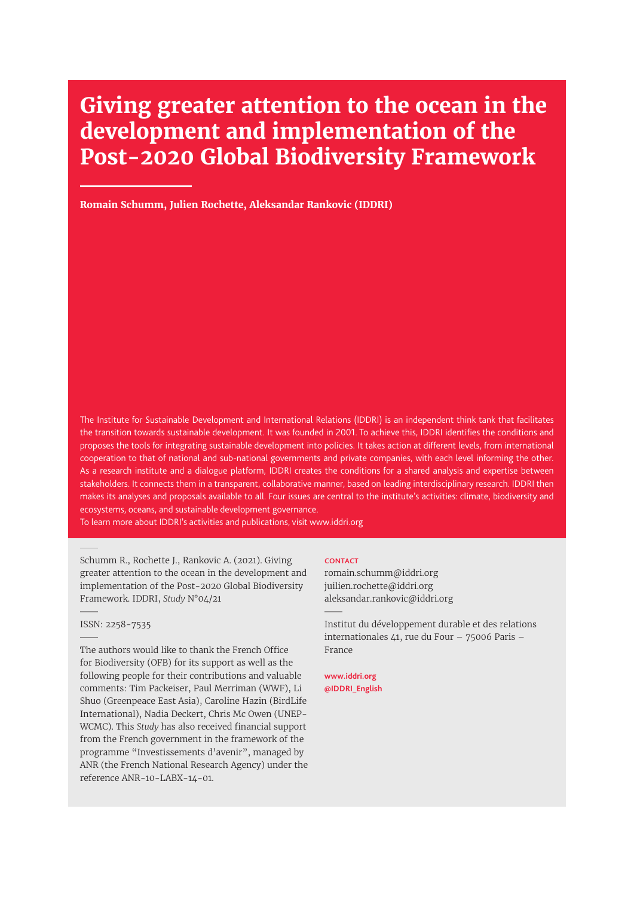# Giving greater attention to the ocean in the development and implementation of the Post-2020 Global Biodiversity Framework

**Romain Schumm, Julien Rochette, Aleksandar Rankovic (IDDRI)**

The Institute for Sustainable Development and International Relations (IDDRI) is an independent think tank that facilitates the transition towards sustainable development. It was founded in 2001. To achieve this, IDDRI identifies the conditions and proposes the tools for integrating sustainable development into policies. It takes action at different levels, from international cooperation to that of national and sub-national governments and private companies, with each level informing the other. As a research institute and a dialogue platform, IDDRI creates the conditions for a shared analysis and expertise between stakeholders. It connects them in a transparent, collaborative manner, based on leading interdisciplinary research. IDDRI then makes its analyses and proposals available to all. Four issues are central to the institute's activities: climate, biodiversity and ecosystems, oceans, and sustainable development governance.
To learn more about IDDRI's activities and publications, visit www.iddri.org

Schumm R., Rochette J., Rankovic A. (2021). Giving greater attention to the ocean in the development and implementation of the Post-2020 Global Biodiversity Framework. IDDRI, *Study* N°04/21

ISSN: 2258-7535

The authors would like to thank the French Office for Biodiversity (OFB) for its support as well as the following people for their contributions and valuable comments: Tim Packeiser, Paul Merriman (WWF), Li Shuo (Greenpeace East Asia), Caroline Hazin (BirdLife International), Nadia Deckert, Chris Mc Owen (UNEP-WCMC). This *Study* has also received financial support from the French government in the framework of the programme "Investissements d'avenir", managed by ANR (the French National Research Agency) under the reference ANR-10-LABX-14-01.

**CONTACT**
romain.schumm@iddri.org
juilien.rochette@iddri.org
aleksandar.rankovic@iddri.org

Institut du développement durable et des relations internationales 41, rue du Four – 75006 Paris – France

**www.iddri.org**
**@IDDRI_English**